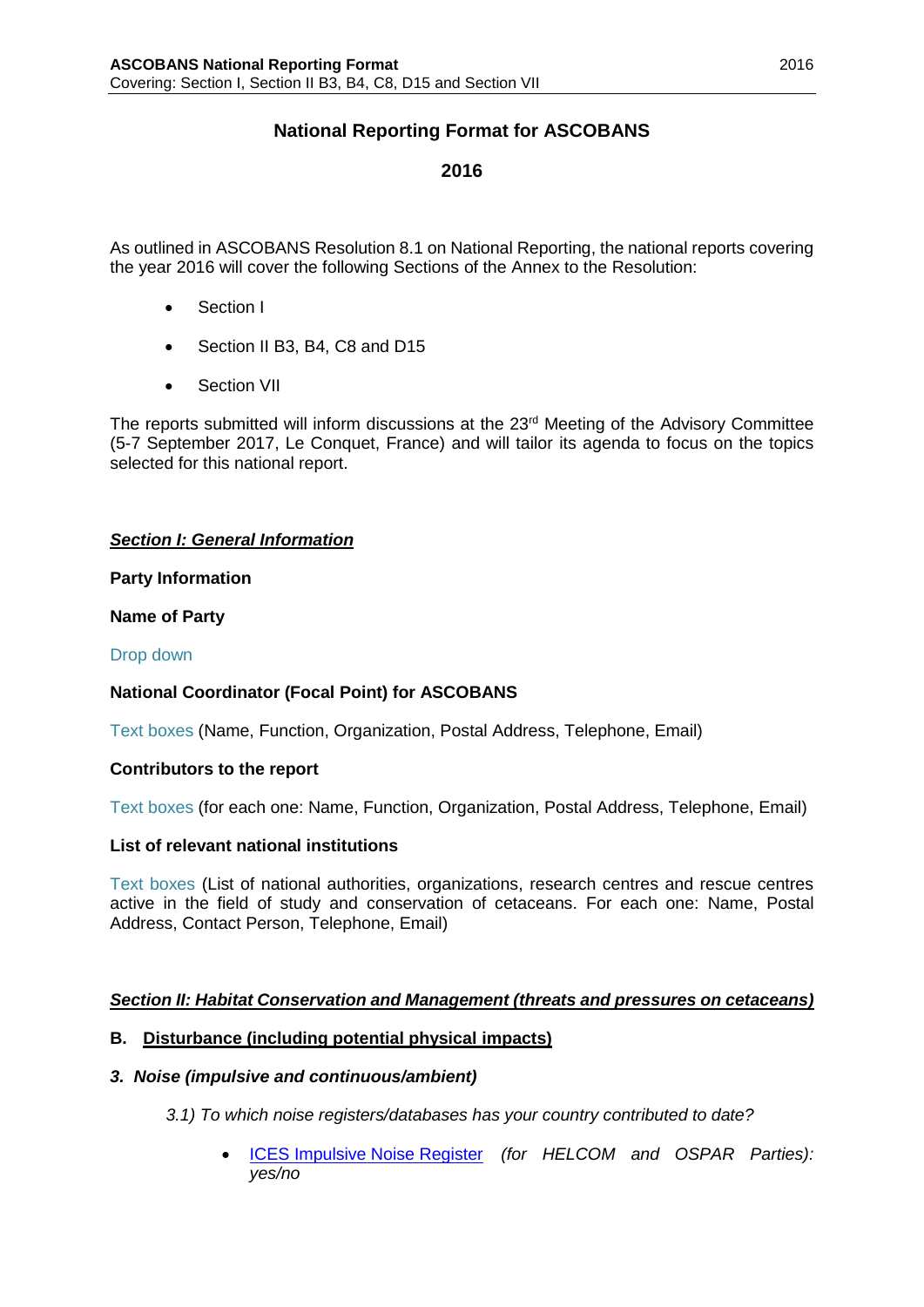# National Reporting Format for ASCOBANS

## 2016

As outlined in ASCOBANS Resolution 8.1 on National Reporting, the national reports covering the year 2016 will cover the following Sections of the Annex to the Resolution:

- Section I
- Section II B3, B4, C8 and D15
- Section VII

The reports submitted will inform discussions at the 23rd Meeting of the Advisory Committee (5-7 September 2017, Le Conquet, France) and will tailor its agenda to focus on the topics selected for this national report.

## ***Section I: General Information***

**Party Information**

**Name of Party**

Drop down

**National Coordinator (Focal Point) for ASCOBANS**

Text boxes (Name, Function, Organization, Postal Address, Telephone, Email)

**Contributors to the report**

Text boxes (for each one: Name, Function, Organization, Postal Address, Telephone, Email)

**List of relevant national institutions**

Text boxes (List of national authorities, organizations, research centres and rescue centres active in the field of study and conservation of cetaceans. For each one: Name, Postal Address, Contact Person, Telephone, Email)

## ***Section II: Habitat Conservation and Management (threats and pressures on cetaceans)***

### B. Disturbance (including potential physical impacts)

#### *3. Noise (impulsive and continuous/ambient)*

*3.1) To which noise registers/databases has your country contributed to date?*

- ICES Impulsive Noise Register *(for HELCOM and OSPAR Parties): yes/no*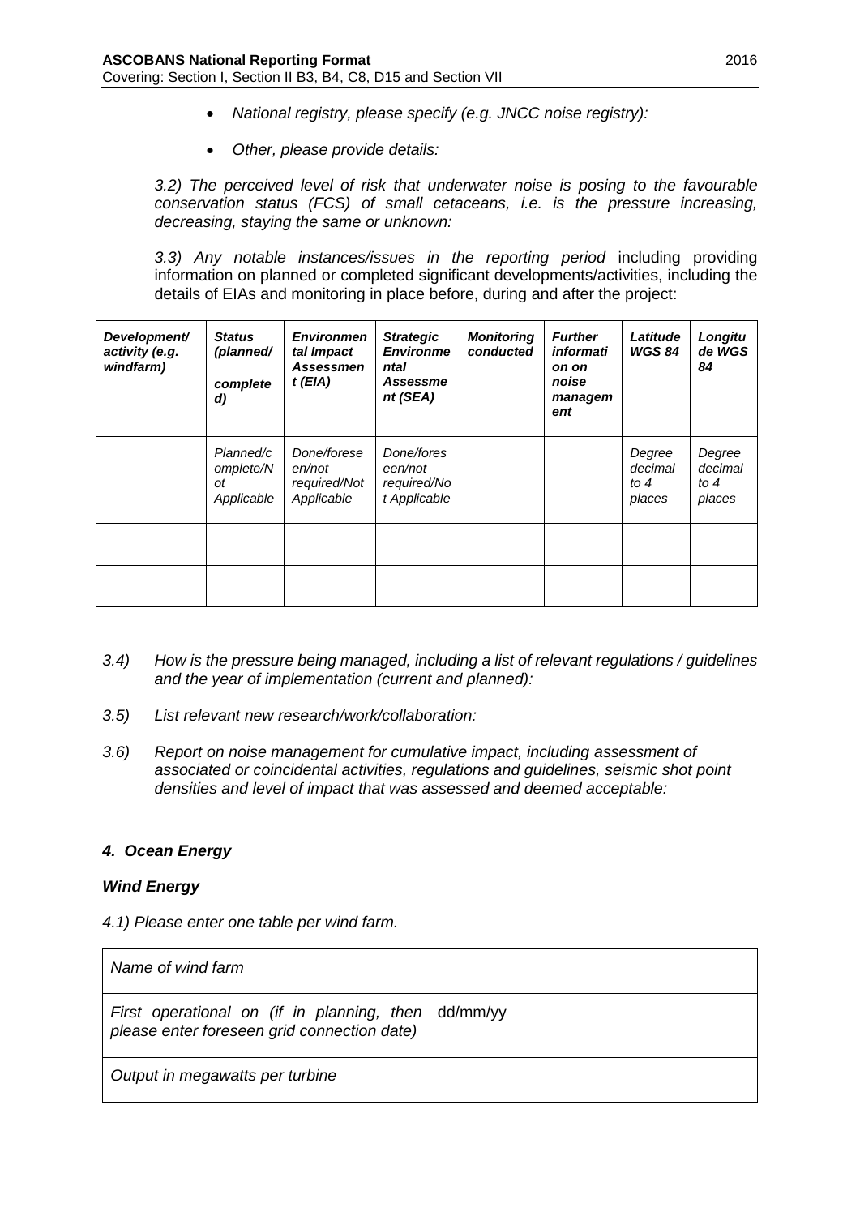- *National registry, please specify (e.g. JNCC noise registry):*
- *Other, please provide details:*

*3.2) The perceived level of risk that underwater noise is posing to the favourable conservation status (FCS) of small cetaceans, i.e. is the pressure increasing, decreasing, staying the same or unknown:*

*3.3) Any notable instances/issues in the reporting period* including providing information on planned or completed significant developments/activities, including the details of EIAs and monitoring in place before, during and after the project:

| ***Development/ activity (e.g. windfarm)*** | ***Status (planned/ completed)*** | ***Environmental Impact Assessment (EIA)*** | ***Strategic Environmental Assessment (SEA)*** | ***Monitoring conducted*** | ***Further information on noise management*** | ***Latitude WGS 84*** | ***Longitude WGS 84*** |
|---|---|---|---|---|---|---|---|
| | *Planned/completed/Not Applicable* | *Done/foreseen/not required/Not Applicable* | *Done/foreseen/not required/Not Applicable* | | | *Degree decimal to 4 places* | *Degree decimal to 4 places* |
| | | | | | | | |
| | | | | | | | |

*3.4) How is the pressure being managed, including a list of relevant regulations / guidelines and the year of implementation (current and planned):*

*3.5) List relevant new research/work/collaboration:*

*3.6) Report on noise management for cumulative impact, including assessment of associated or coincidental activities, regulations and guidelines, seismic shot point densities and level of impact that was assessed and deemed acceptable:*

#### ***4. Ocean Energy***

#### ***Wind Energy***

*4.1) Please enter one table per wind farm.*

| *Name of wind farm* | |
|---|---|
| *First operational on (if in planning, then please enter foreseen grid connection date)* | dd/mm/yy |
| *Output in megawatts per turbine* | |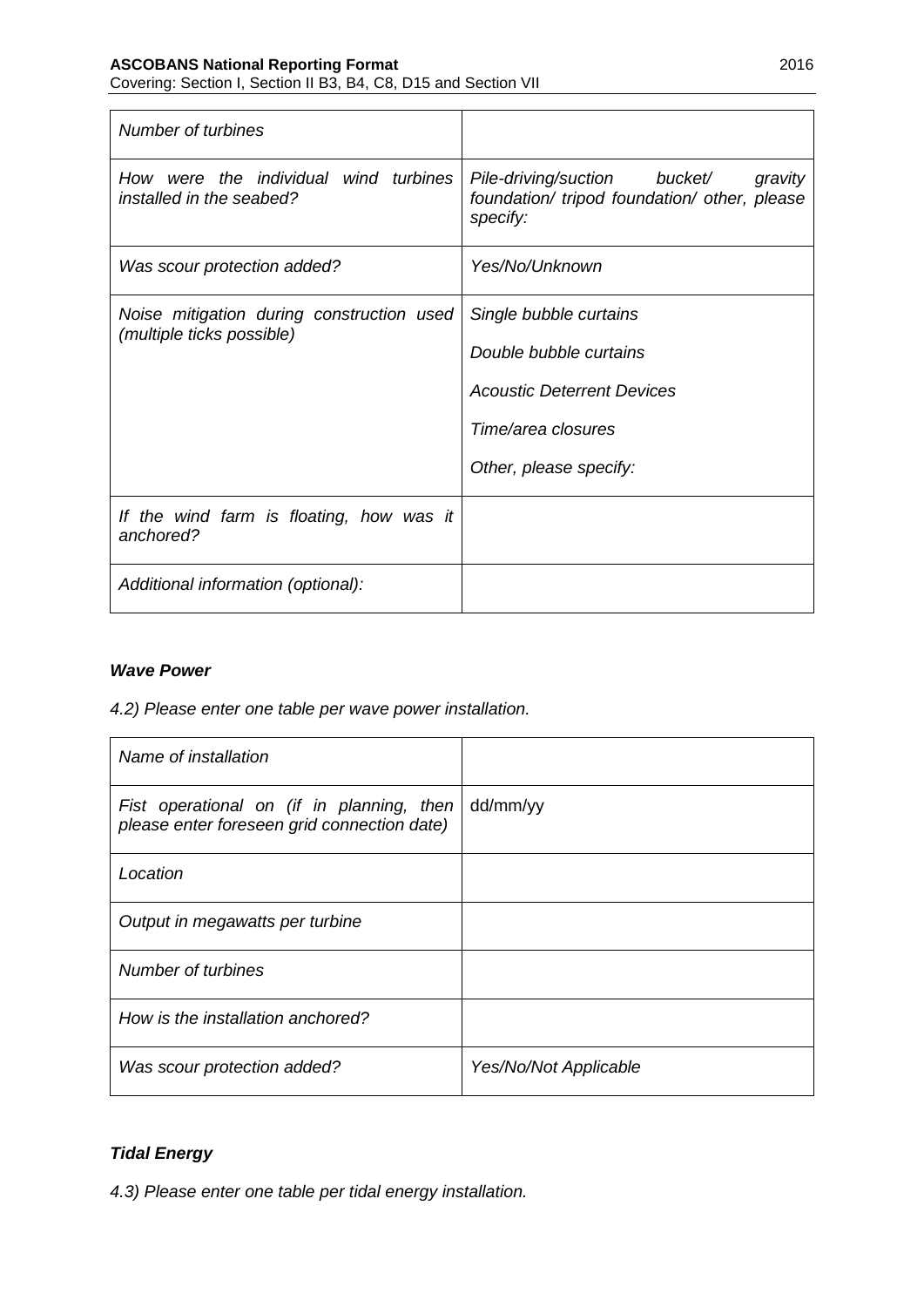| *Number of turbines* | |
|---|---|
| *How were the individual wind turbines installed in the seabed?* | *Pile-driving/suction bucket/ gravity foundation/ tripod foundation/ other, please specify:* |
| *Was scour protection added?* | *Yes/No/Unknown* |
| *Noise mitigation during construction used (multiple ticks possible)* | *Single bubble curtains*<br><br>*Double bubble curtains*<br><br>*Acoustic Deterrent Devices*<br><br>*Time/area closures*<br><br>*Other, please specify:* |
| *If the wind farm is floating, how was it anchored?* | |
| *Additional information (optional):* | |

***Wave Power***

*4.2) Please enter one table per wave power installation.*

| *Name of installation* | |
|---|---|
| *Fist operational on (if in planning, then please enter foreseen grid connection date)* | dd/mm/yy |
| *Location* | |
| *Output in megawatts per turbine* | |
| *Number of turbines* | |
| *How is the installation anchored?* | |
| *Was scour protection added?* | *Yes/No/Not Applicable* |

***Tidal Energy***

*4.3) Please enter one table per tidal energy installation.*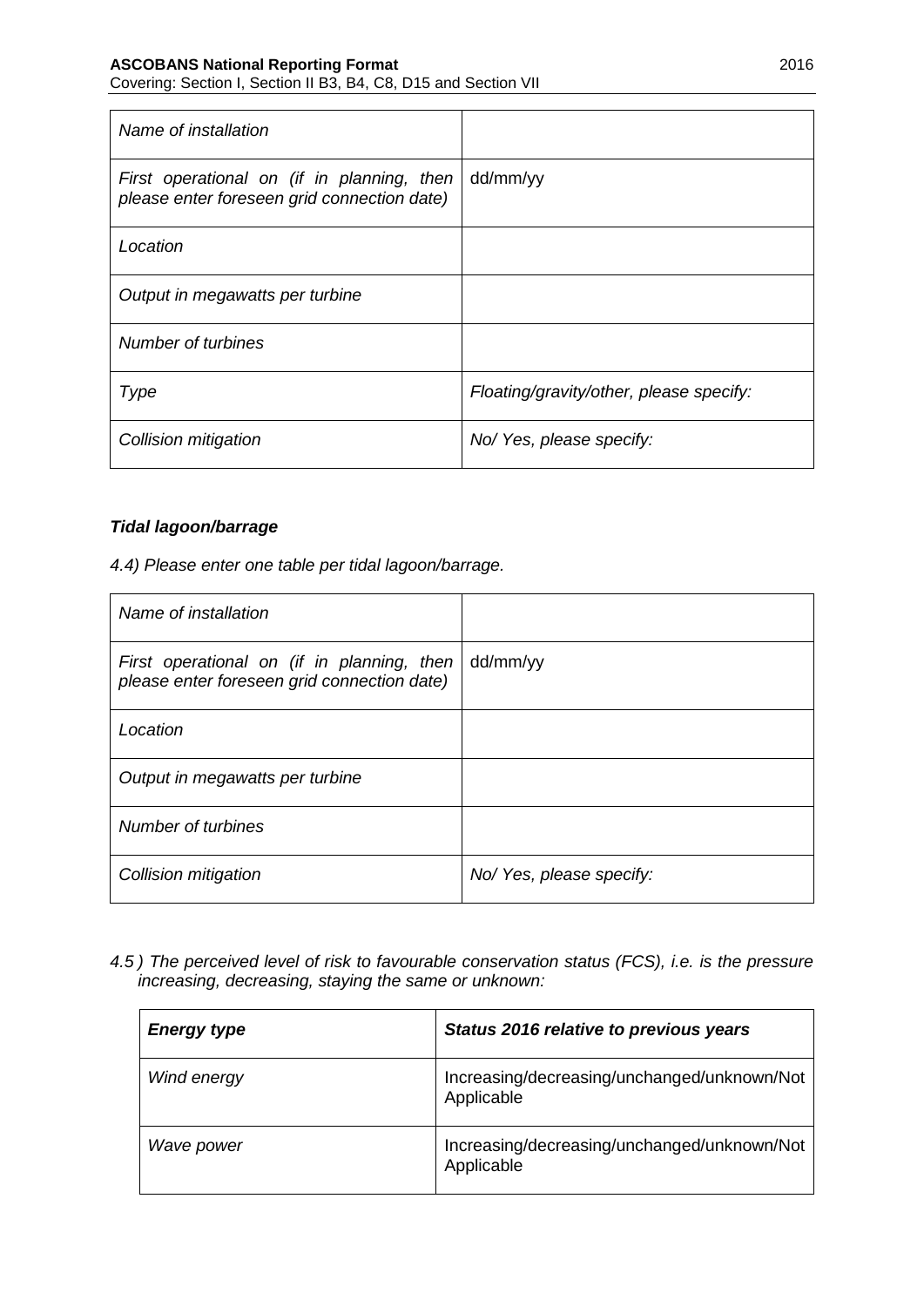| *Name of installation* | |
|---|---|
| *First operational on (if in planning, then please enter foreseen grid connection date)* | dd/mm/yy |
| *Location* | |
| *Output in megawatts per turbine* | |
| *Number of turbines* | |
| *Type* | *Floating/gravity/other, please specify:* |
| *Collision mitigation* | *No/ Yes, please specify:* |

***Tidal lagoon/barrage***

*4.4) Please enter one table per tidal lagoon/barrage.*

| *Name of installation* | |
|---|---|
| *First operational on (if in planning, then please enter foreseen grid connection date)* | dd/mm/yy |
| *Location* | |
| *Output in megawatts per turbine* | |
| *Number of turbines* | |
| *Collision mitigation* | *No/ Yes, please specify:* |

*4.5 ) The perceived level of risk to favourable conservation status (FCS), i.e. is the pressure increasing, decreasing, staying the same or unknown:*

| ***Energy type*** | ***Status 2016 relative to previous years*** |
|---|---|
| *Wind energy* | Increasing/decreasing/unchanged/unknown/Not Applicable |
| *Wave power* | Increasing/decreasing/unchanged/unknown/Not Applicable |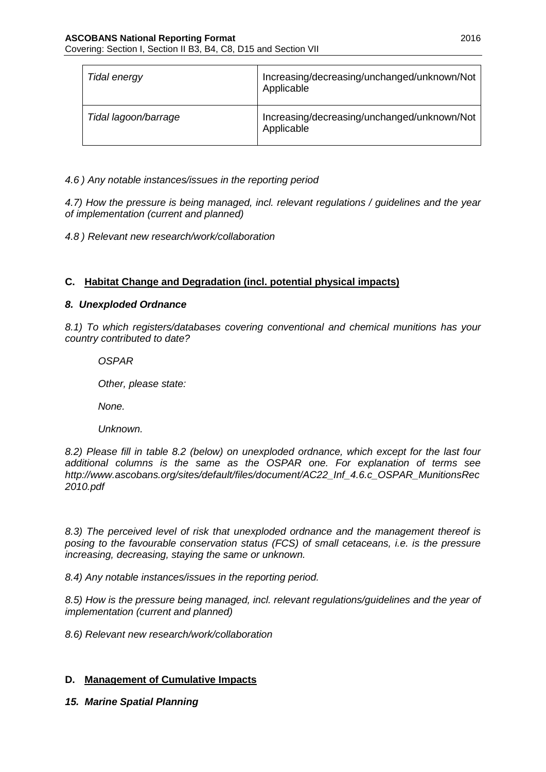| *Tidal energy* | Increasing/decreasing/unchanged/unknown/Not Applicable |
|---|---|
| *Tidal lagoon/barrage* | Increasing/decreasing/unchanged/unknown/Not Applicable |

*4.6 ) Any notable instances/issues in the reporting period*

*4.7) How the pressure is being managed, incl. relevant regulations / guidelines and the year of implementation (current and planned)*

*4.8 ) Relevant new research/work/collaboration*

## C. Habitat Change and Degradation (incl. potential physical impacts)

### *8. Unexploded Ordnance*

*8.1) To which registers/databases covering conventional and chemical munitions has your country contributed to date?*

*OSPAR*

*Other, please state:*

*None.*

*Unknown.*

*8.2) Please fill in table 8.2 (below) on unexploded ordnance, which except for the last four additional columns is the same as the OSPAR one. For explanation of terms see http://www.ascobans.org/sites/default/files/document/AC22_Inf_4.6.c_OSPAR_MunitionsRec2010.pdf*

*8.3) The perceived level of risk that unexploded ordnance and the management thereof is posing to the favourable conservation status (FCS) of small cetaceans, i.e. is the pressure increasing, decreasing, staying the same or unknown.*

*8.4) Any notable instances/issues in the reporting period.*

*8.5) How is the pressure being managed, incl. relevant regulations/guidelines and the year of implementation (current and planned)*

*8.6) Relevant new research/work/collaboration*

## D. Management of Cumulative Impacts

### *15. Marine Spatial Planning*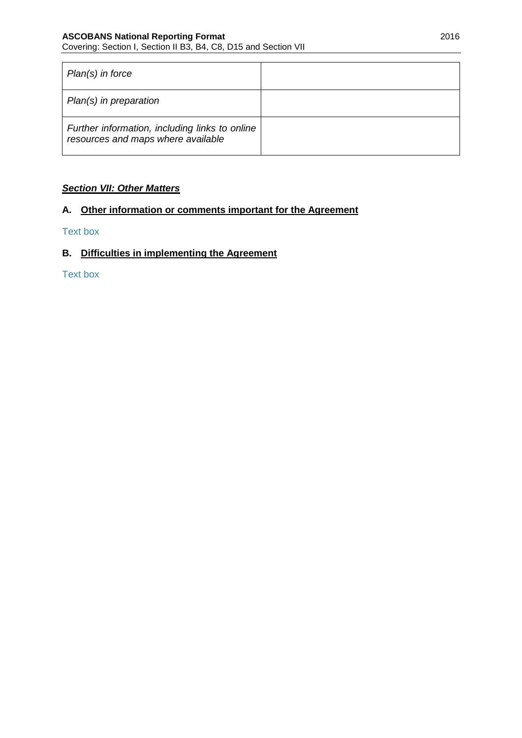| | |
|---|---|
| *Plan(s) in force* | |
| *Plan(s) in preparation* | |
| *Further information, including links to online resources and maps where available* | |

## ***Section VII: Other Matters***

### A. Other information or comments important for the Agreement

Text box

### B. Difficulties in implementing the Agreement

Text box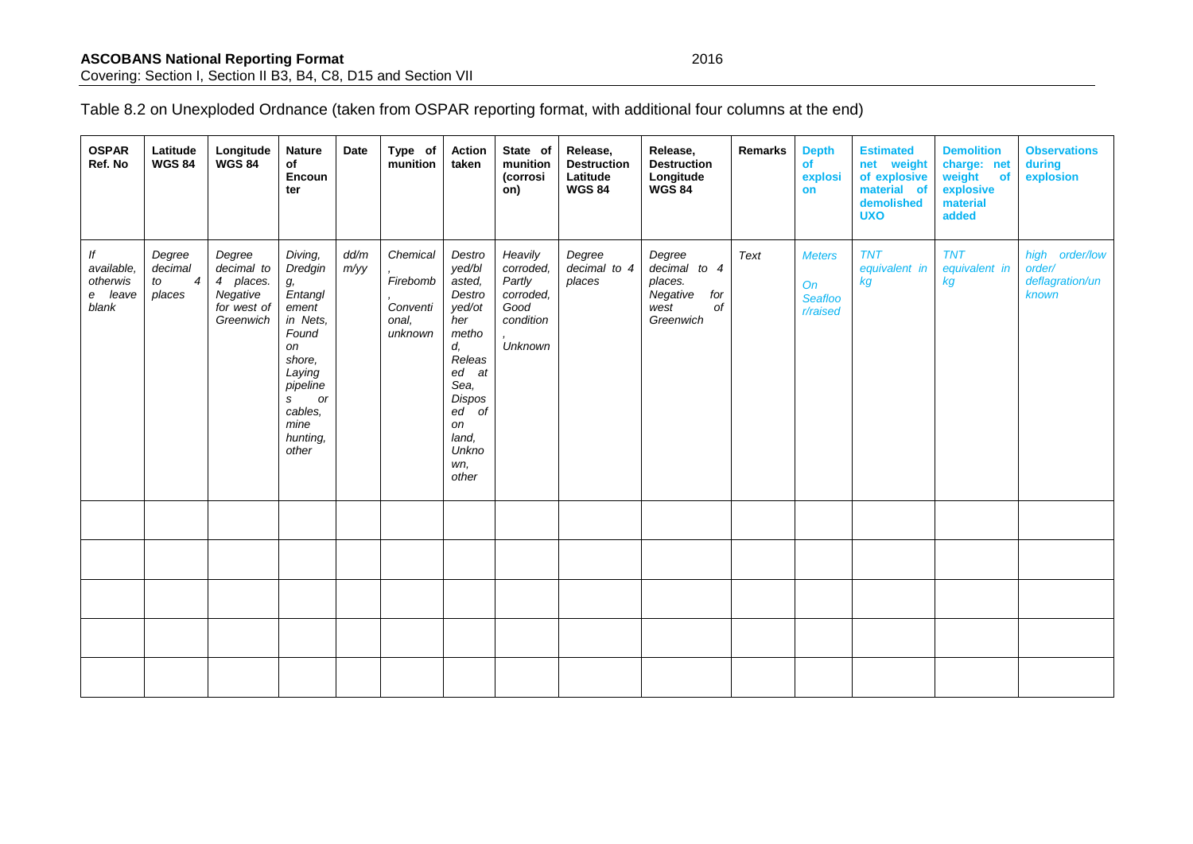Table 8.2 on Unexploded Ordnance (taken from OSPAR reporting format, with additional four columns at the end)

| OSPAR Ref. No | Latitude WGS 84 | Longitude WGS 84 | Nature of Encounter | Date | Type of munition | Action taken | State of munition (corrosion) | Release, Destruction Latitude WGS 84 | Release, Destruction Longitude WGS 84 | Remarks | Depth of explosion | Estimated net weight of explosive material of demolished UXO | Demolition charge: net weight of explosive material added | Observations during explosion |
|---|---|---|---|---|---|---|---|---|---|---|---|---|---|---|
| *If available, otherwise leave blank* | *Degree decimal to 4 places* | *Degree decimal to 4 places. Negative for west of Greenwich* | *Diving, Dredging, Entanglement in Nets, Found on shore, Laying pipelines or cables, mine hunting, other* | *dd/mm/yy* | *Chemical, Firebomb, Conventional, unknown* | *Destroyed/blasted, Destroyed/other method, Released at Sea, Disposed of on land, Unknown, other* | *Heavily corroded, Partly corroded, Good condition, Unknown* | *Degree decimal to 4 places* | *Degree decimal to 4 places. Negative for west of Greenwich* | *Text* | *Meters On Seafloor/raised* | *TNT equivalent in kg* | *TNT equivalent in kg* | *high order/low order/ deflagration/unknown* |
| | | | | | | | | | | | | | | |
| | | | | | | | | | | | | | | |
| | | | | | | | | | | | | | | |
| | | | | | | | | | | | | | | |
| | | | | | | | | | | | | | | |